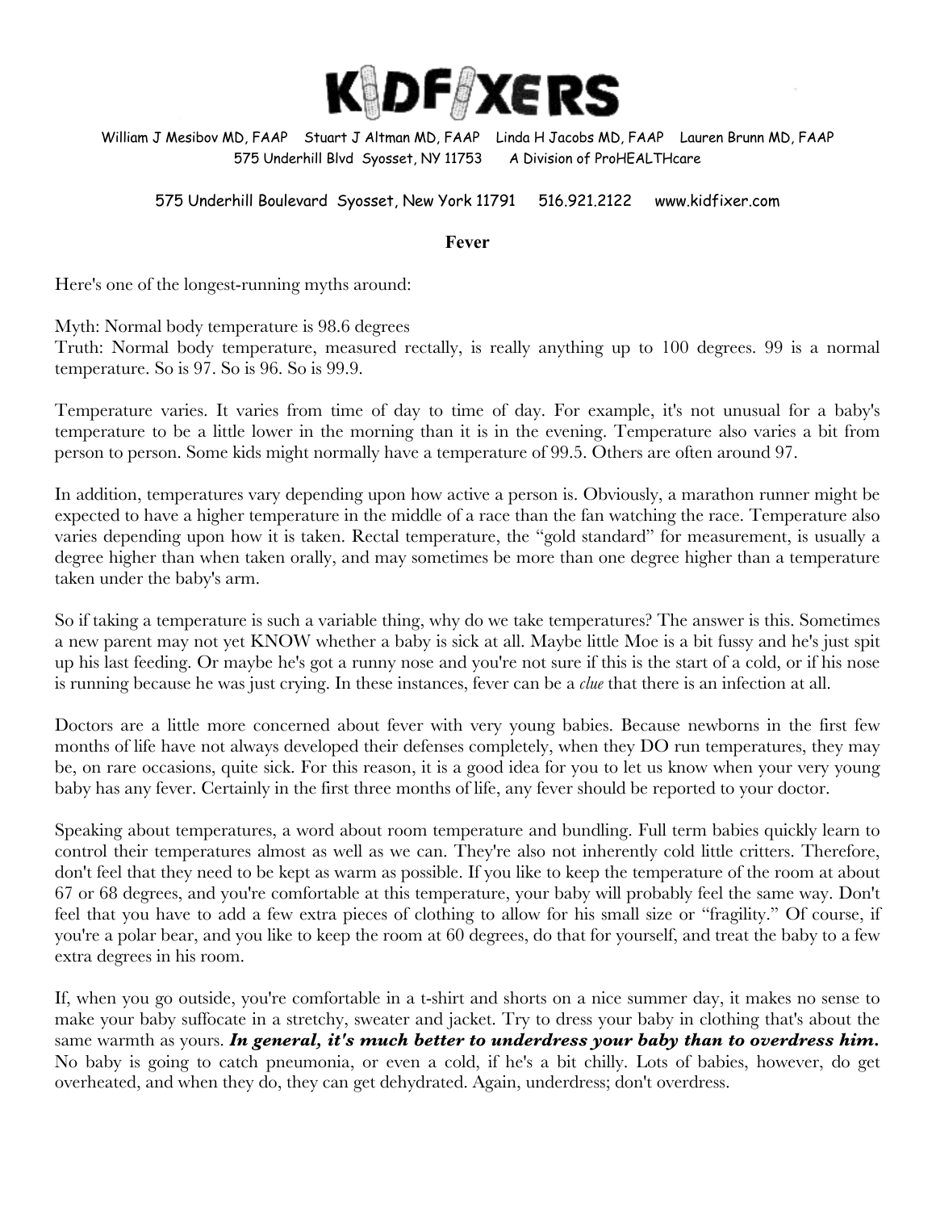# KIDFIXERS

William J Mesibov MD, FAAP  Stuart J Altman MD, FAAP  Linda H Jacobs MD, FAAP  Lauren Brunn MD, FAAP
575 Underhill Blvd Syosset, NY 11753  A Division of ProHEALTHcare

575 Underhill Boulevard Syosset, New York 11791  516.921.2122  www.kidfixer.com

## Fever

Here's one of the longest-running myths around:

Myth: Normal body temperature is 98.6 degrees
Truth: Normal body temperature, measured rectally, is really anything up to 100 degrees. 99 is a normal temperature. So is 97. So is 96. So is 99.9.

Temperature varies. It varies from time of day to time of day. For example, it's not unusual for a baby's temperature to be a little lower in the morning than it is in the evening. Temperature also varies a bit from person to person. Some kids might normally have a temperature of 99.5. Others are often around 97.

In addition, temperatures vary depending upon how active a person is. Obviously, a marathon runner might be expected to have a higher temperature in the middle of a race than the fan watching the race. Temperature also varies depending upon how it is taken. Rectal temperature, the "gold standard" for measurement, is usually a degree higher than when taken orally, and may sometimes be more than one degree higher than a temperature taken under the baby's arm.

So if taking a temperature is such a variable thing, why do we take temperatures? The answer is this. Sometimes a new parent may not yet KNOW whether a baby is sick at all. Maybe little Moe is a bit fussy and he's just spit up his last feeding. Or maybe he's got a runny nose and you're not sure if this is the start of a cold, or if his nose is running because he was just crying. In these instances, fever can be a *clue* that there is an infection at all.

Doctors are a little more concerned about fever with very young babies. Because newborns in the first few months of life have not always developed their defenses completely, when they DO run temperatures, they may be, on rare occasions, quite sick. For this reason, it is a good idea for you to let us know when your very young baby has any fever. Certainly in the first three months of life, any fever should be reported to your doctor.

Speaking about temperatures, a word about room temperature and bundling. Full term babies quickly learn to control their temperatures almost as well as we can. They're also not inherently cold little critters. Therefore, don't feel that they need to be kept as warm as possible. If you like to keep the temperature of the room at about 67 or 68 degrees, and you're comfortable at this temperature, your baby will probably feel the same way. Don't feel that you have to add a few extra pieces of clothing to allow for his small size or "fragility." Of course, if you're a polar bear, and you like to keep the room at 60 degrees, do that for yourself, and treat the baby to a few extra degrees in his room.

If, when you go outside, you're comfortable in a t-shirt and shorts on a nice summer day, it makes no sense to make your baby suffocate in a stretchy, sweater and jacket. Try to dress your baby in clothing that's about the same warmth as yours. ***In general, it's much better to underdress your baby than to overdress him.*** No baby is going to catch pneumonia, or even a cold, if he's a bit chilly. Lots of babies, however, do get overheated, and when they do, they can get dehydrated. Again, underdress; don't overdress.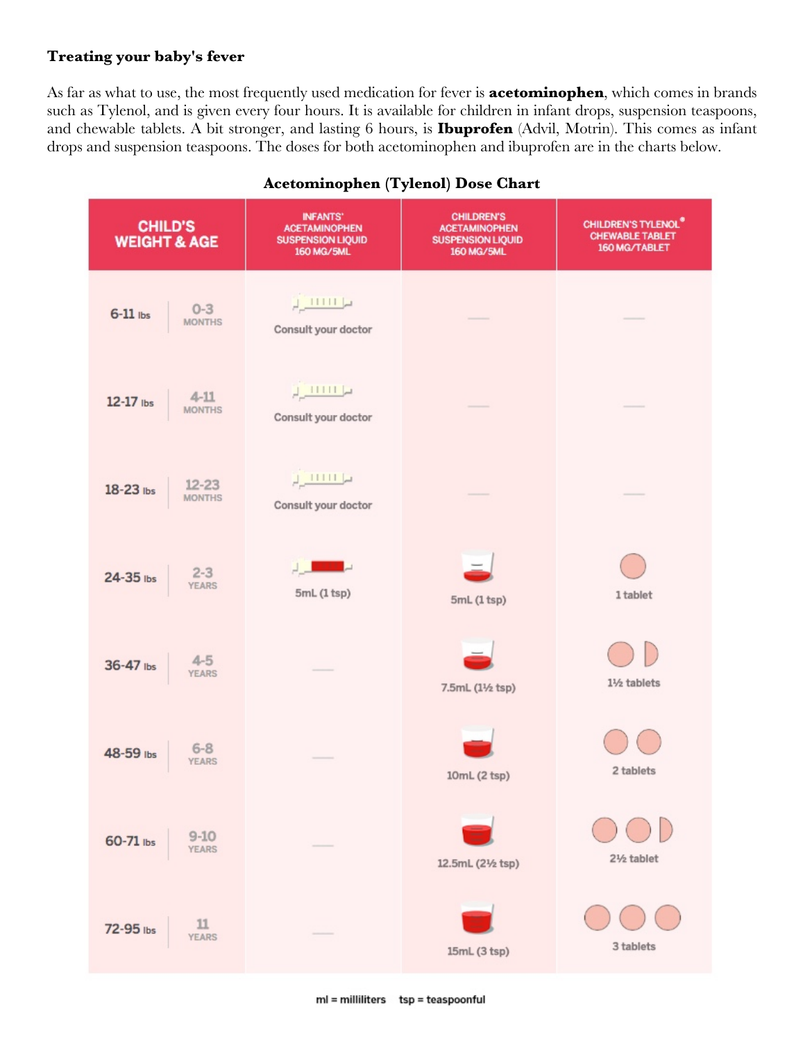**Treating your baby's fever**

As far as what to use, the most frequently used medication for fever is **acetominophen**, which comes in brands such as Tylenol, and is given every four hours. It is available for children in infant drops, suspension teaspoons, and chewable tablets. A bit stronger, and lasting 6 hours, is **Ibuprofen** (Advil, Motrin). This comes as infant drops and suspension teaspoons. The doses for both acetominophen and ibuprofen are in the charts below.

**Acetominophen (Tylenol) Dose Chart**

| CHILD'S WEIGHT & AGE | | INFANTS' ACETAMINOPHEN SUSPENSION LIQUID 160 MG/5ML | CHILDREN'S ACETAMINOPHEN SUSPENSION LIQUID 160 MG/5ML | CHILDREN'S TYLENOL® CHEWABLE TABLET 160 MG/TABLET |
|---|---|---|---|---|
| 6-11 lbs | 0-3 MONTHS | Consult your doctor | — | — |
| 12-17 lbs | 4-11 MONTHS | Consult your doctor | — | — |
| 18-23 lbs | 12-23 MONTHS | Consult your doctor | — | — |
| 24-35 lbs | 2-3 YEARS | 5mL (1 tsp) | 5mL (1 tsp) | 1 tablet |
| 36-47 lbs | 4-5 YEARS | — | 7.5mL (1½ tsp) | 1½ tablets |
| 48-59 lbs | 6-8 YEARS | — | 10mL (2 tsp) | 2 tablets |
| 60-71 lbs | 9-10 YEARS | — | 12.5mL (2½ tsp) | 2½ tablet |
| 72-95 lbs | 11 YEARS | — | 15mL (3 tsp) | 3 tablets |

ml = milliliters   tsp = teaspoonful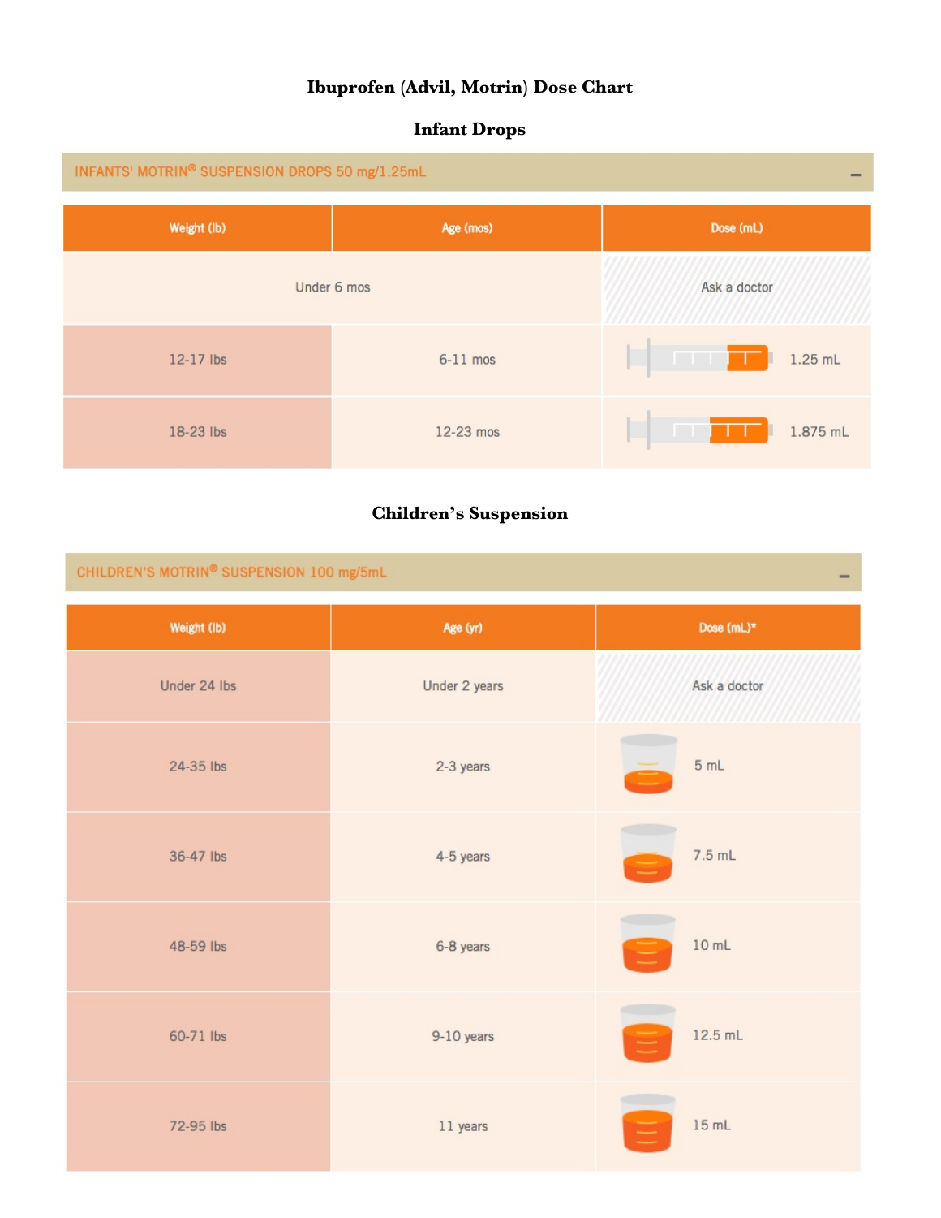# Ibuprofen (Advil, Motrin) Dose Chart

## Infant Drops

INFANTS' MOTRIN® SUSPENSION DROPS 50 mg/1.25mL

| Weight (lb) | Age (mos) | Dose (mL) |
| --- | --- | --- |
| Under 6 mos | | Ask a doctor |
| 12-17 lbs | 6-11 mos | 1.25 mL |
| 18-23 lbs | 12-23 mos | 1.875 mL |

## Children's Suspension

CHILDREN'S MOTRIN® SUSPENSION 100 mg/5mL

| Weight (lb) | Age (yr) | Dose (mL)* |
| --- | --- | --- |
| Under 24 lbs | Under 2 years | Ask a doctor |
| 24-35 lbs | 2-3 years | 5 mL |
| 36-47 lbs | 4-5 years | 7.5 mL |
| 48-59 lbs | 6-8 years | 10 mL |
| 60-71 lbs | 9-10 years | 12.5 mL |
| 72-95 lbs | 11 years | 15 mL |